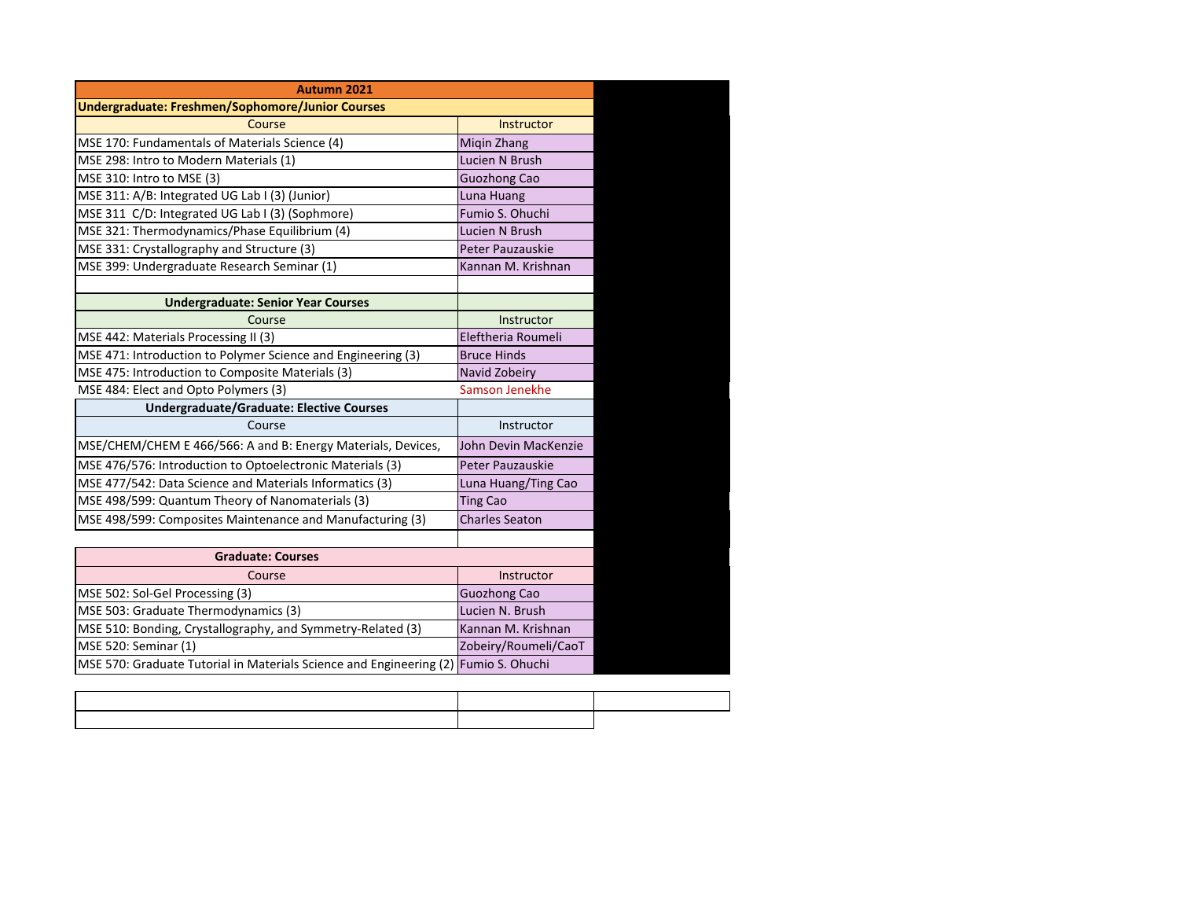| Autumn 2021 | |
|---|---|
| **Undergraduate: Freshmen/Sophomore/Junior Courses** | |
| Course | Instructor |
| MSE 170: Fundamentals of Materials Science (4) | Miqin Zhang |
| MSE 298: Intro to Modern Materials (1) | Lucien N Brush |
| MSE 310: Intro to MSE (3) | Guozhong Cao |
| MSE 311: A/B: Integrated UG Lab I (3) (Junior) | Luna Huang |
| MSE 311 C/D: Integrated UG Lab I (3) (Sophmore) | Fumio S. Ohuchi |
| MSE 321: Thermodynamics/Phase Equilibrium (4) | Lucien N Brush |
| MSE 331: Crystallography and Structure (3) | Peter Pauzauskie |
| MSE 399: Undergraduate Research Seminar (1) | Kannan M. Krishnan |
| | |
| **Undergraduate: Senior Year Courses** | |
| Course | Instructor |
| MSE 442: Materials Processing II (3) | Eleftheria Roumeli |
| MSE 471: Introduction to Polymer Science and Engineering (3) | Bruce Hinds |
| MSE 475: Introduction to Composite Materials (3) | Navid Zobeiry |
| MSE 484: Elect and Opto Polymers (3) | Samson Jenekhe |
| **Undergraduate/Graduate: Elective Courses** | |
| Course | Instructor |
| MSE/CHEM/CHEM E 466/566: A and B: Energy Materials, Devices, | John Devin MacKenzie |
| MSE 476/576: Introduction to Optoelectronic Materials (3) | Peter Pauzauskie |
| MSE 477/542: Data Science and Materials Informatics (3) | Luna Huang/Ting Cao |
| MSE 498/599: Quantum Theory of Nanomaterials (3) | Ting Cao |
| MSE 498/599: Composites Maintenance and Manufacturing (3) | Charles Seaton |
| | |
| **Graduate: Courses** | |
| Course | Instructor |
| MSE 502: Sol-Gel Processing (3) | Guozhong Cao |
| MSE 503: Graduate Thermodynamics (3) | Lucien N. Brush |
| MSE 510: Bonding, Crystallography, and Symmetry-Related (3) | Kannan M. Krishnan |
| MSE 520: Seminar (1) | Zobeiry/Roumeli/CaoT |
| MSE 570: Graduate Tutorial in Materials Science and Engineering (2) | Fumio S. Ohuchi |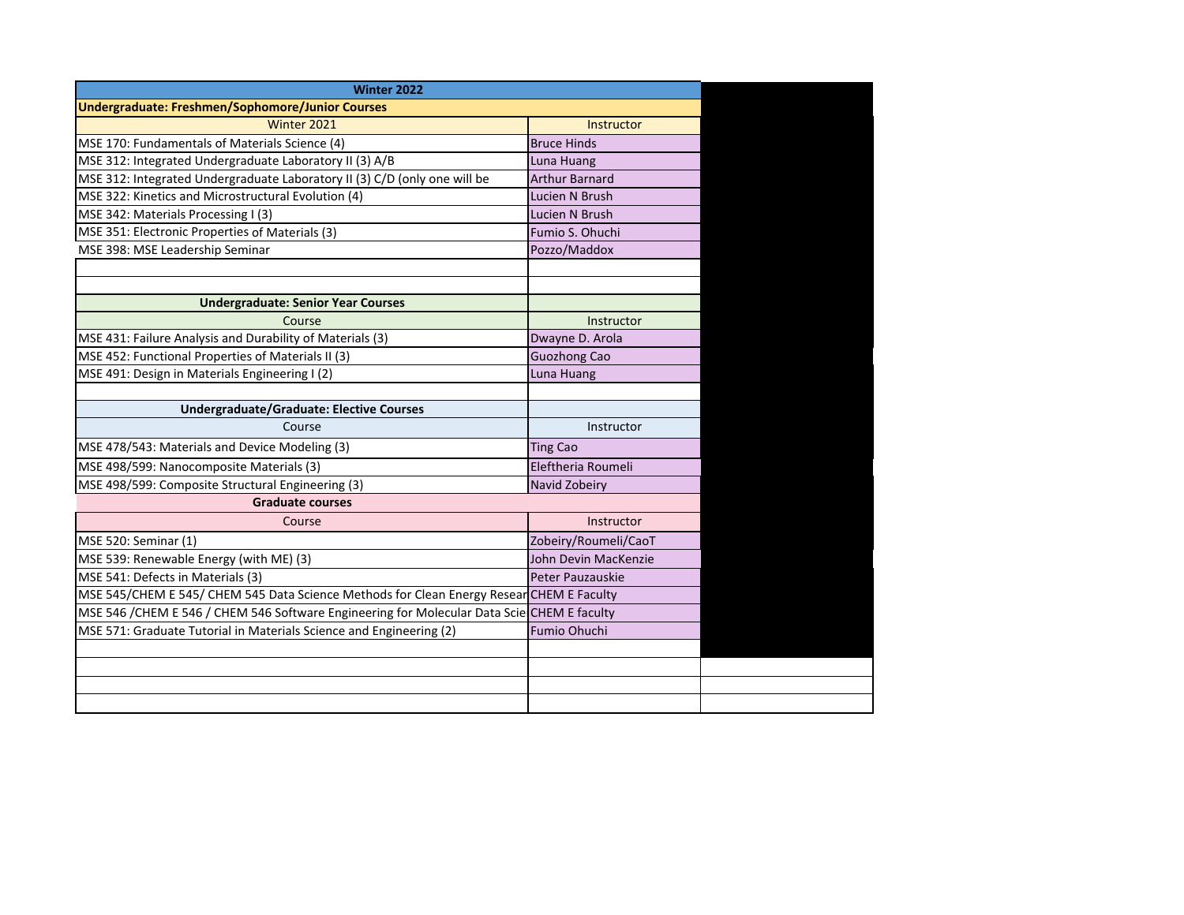| Winter 2022 | |
|---|---|
| **Undergraduate: Freshmen/Sophomore/Junior Courses** | |
| Winter 2021 | Instructor |
| MSE 170: Fundamentals of Materials Science (4) | Bruce Hinds |
| MSE 312: Integrated Undergraduate Laboratory II (3) A/B | Luna Huang |
| MSE 312: Integrated Undergraduate Laboratory II (3) C/D (only one will be | Arthur Barnard |
| MSE 322: Kinetics and Microstructural Evolution (4) | Lucien N Brush |
| MSE 342: Materials Processing I (3) | Lucien N Brush |
| MSE 351: Electronic Properties of Materials (3) | Fumio S. Ohuchi |
| MSE 398: MSE Leadership Seminar | Pozzo/Maddox |
| | |
| | |
| **Undergraduate: Senior Year Courses** | |
| Course | Instructor |
| MSE 431: Failure Analysis and Durability of Materials (3) | Dwayne D. Arola |
| MSE 452: Functional Properties of Materials II (3) | Guozhong Cao |
| MSE 491: Design in Materials Engineering I (2) | Luna Huang |
| | |
| **Undergraduate/Graduate: Elective Courses** | |
| Course | Instructor |
| MSE 478/543: Materials and Device Modeling (3) | Ting Cao |
| MSE 498/599: Nanocomposite Materials (3) | Eleftheria Roumeli |
| MSE 498/599: Composite Structural Engineering (3) | Navid Zobeiry |
| **Graduate courses** | |
| Course | Instructor |
| MSE 520: Seminar (1) | Zobeiry/Roumeli/CaoT |
| MSE 539: Renewable Energy (with ME) (3) | John Devin MacKenzie |
| MSE 541: Defects in Materials (3) | Peter Pauzauskie |
| MSE 545/CHEM E 545/ CHEM 545 Data Science Methods for Clean Energy Resear | CHEM E Faculty |
| MSE 546 /CHEM E 546 / CHEM 546 Software Engineering for Molecular Data Scie | CHEM E faculty |
| MSE 571: Graduate Tutorial in Materials Science and Engineering (2) | Fumio Ohuchi |
| | |
| | |
| | |
| | |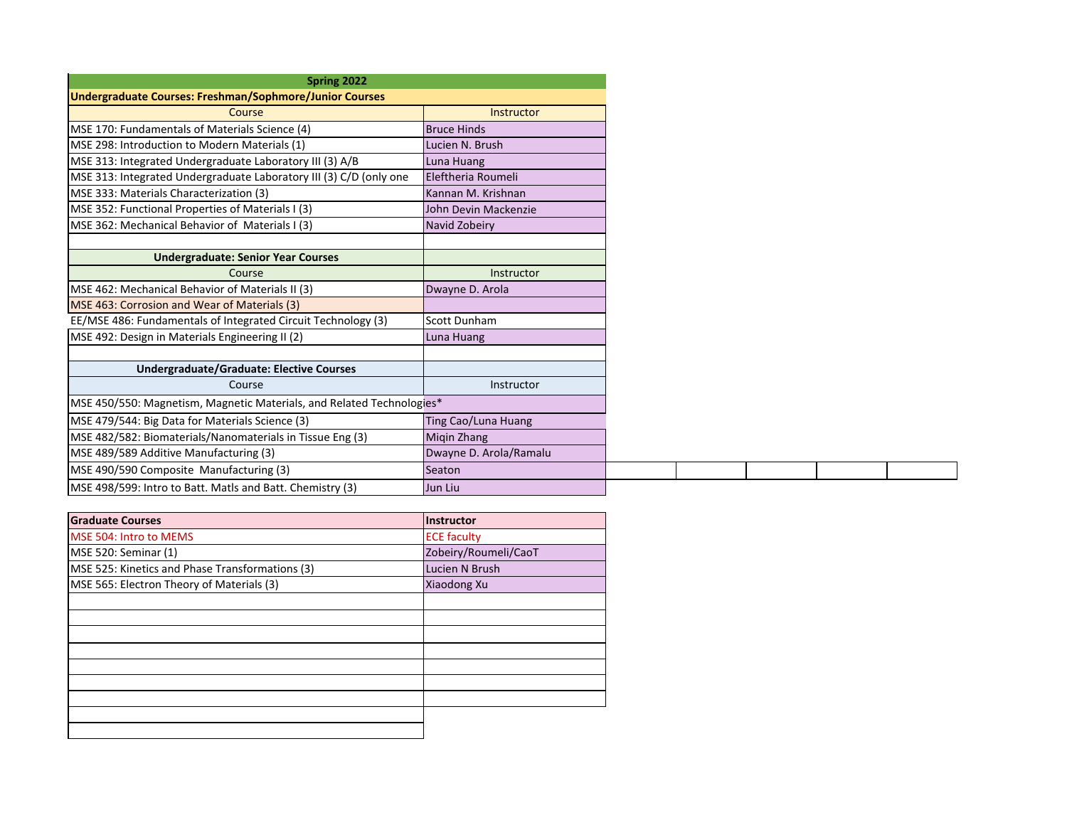| Spring 2022 | |
|---|---|
| **Undergraduate Courses: Freshman/Sophmore/Junior Courses** | |
| Course | Instructor |
| MSE 170: Fundamentals of Materials Science (4) | Bruce Hinds |
| MSE 298: Introduction to Modern Materials (1) | Lucien N. Brush |
| MSE 313: Integrated Undergraduate Laboratory III (3) A/B | Luna Huang |
| MSE 313: Integrated Undergraduate Laboratory III (3) C/D (only one | Eleftheria Roumeli |
| MSE 333: Materials Characterization (3) | Kannan M. Krishnan |
| MSE 352: Functional Properties of Materials I (3) | John Devin Mackenzie |
| MSE 362: Mechanical Behavior of Materials I (3) | Navid Zobeiry |
| | |
| **Undergraduate: Senior Year Courses** | |
| Course | Instructor |
| MSE 462: Mechanical Behavior of Materials II (3) | Dwayne D. Arola |
| MSE 463: Corrosion and Wear of Materials (3) | |
| EE/MSE 486: Fundamentals of Integrated Circuit Technology (3) | Scott Dunham |
| MSE 492: Design in Materials Engineering II (2) | Luna Huang |
| | |
| **Undergraduate/Graduate: Elective Courses** | |
| Course | Instructor |
| MSE 450/550: Magnetism, Magnetic Materials, and Related Technologies* | |
| MSE 479/544: Big Data for Materials Science (3) | Ting Cao/Luna Huang |
| MSE 482/582: Biomaterials/Nanomaterials in Tissue Eng (3) | Miqin Zhang |
| MSE 489/589 Additive Manufacturing (3) | Dwayne D. Arola/Ramalu |
| MSE 490/590 Composite Manufacturing (3) | Seaton |
| MSE 498/599: Intro to Batt. Matls and Batt. Chemistry (3) | Jun Liu |

| **Graduate Courses** | **Instructor** |
|---|---|
| MSE 504: Intro to MEMS | ECE faculty |
| MSE 520: Seminar (1) | Zobeiry/Roumeli/CaoT |
| MSE 525: Kinetics and Phase Transformations (3) | Lucien N Brush |
| MSE 565: Electron Theory of Materials (3) | Xiaodong Xu |